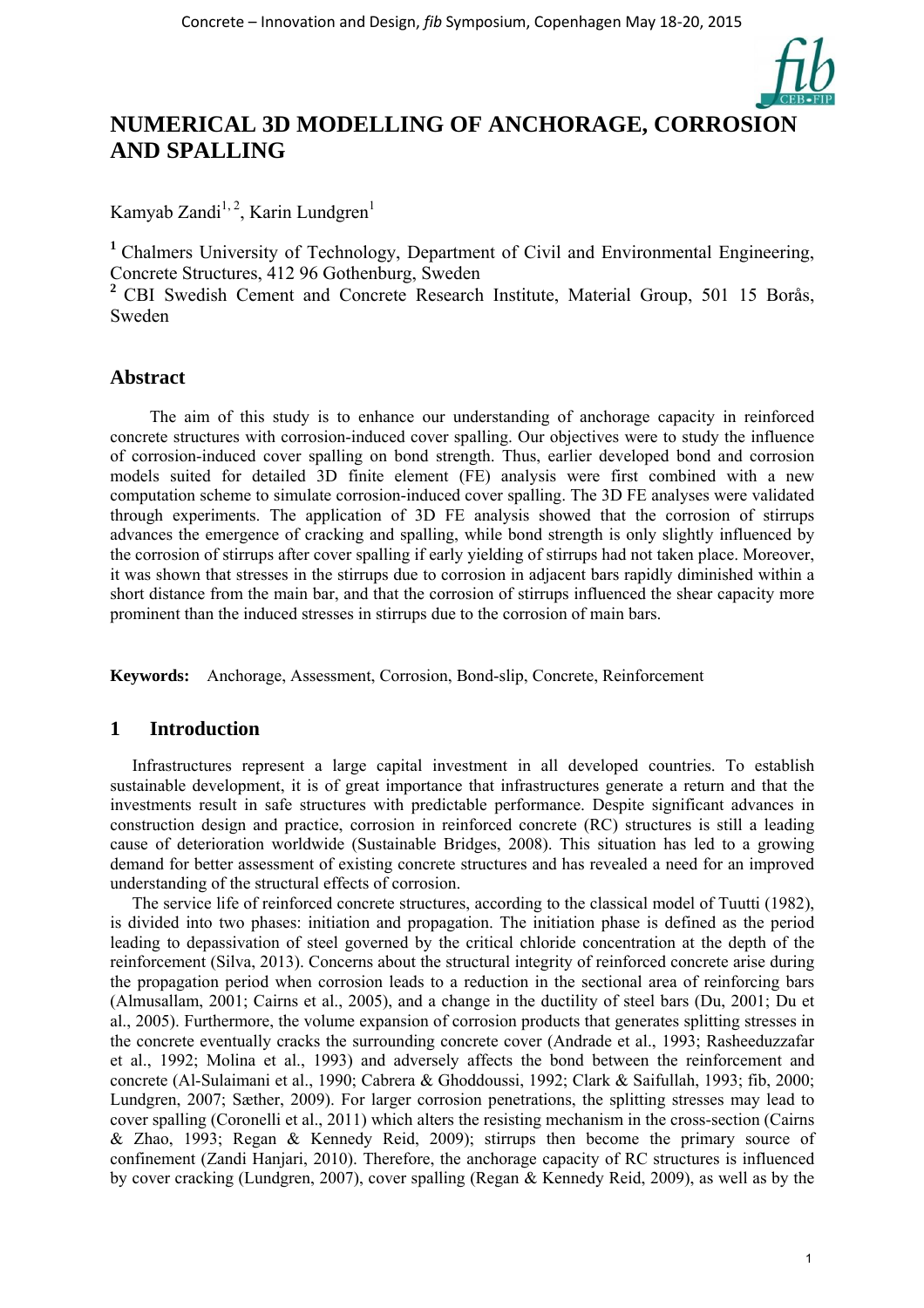# NUMERICAL 3D MODELLING OF ANCHORAGE, CORROSION AND SPALLING

Kamyab Zandi[1, 2], Karin Lundgren[1]

[1] Chalmers University of Technology, Department of Civil and Environmental Engineering, Concrete Structures, 412 96 Gothenburg, Sweden

[2] CBI Swedish Cement and Concrete Research Institute, Material Group, 501 15 Borås, Sweden

## Abstract

The aim of this study is to enhance our understanding of anchorage capacity in reinforced concrete structures with corrosion-induced cover spalling. Our objectives were to study the influence of corrosion-induced cover spalling on bond strength. Thus, earlier developed bond and corrosion models suited for detailed 3D finite element (FE) analysis were first combined with a new computation scheme to simulate corrosion-induced cover spalling. The 3D FE analyses were validated through experiments. The application of 3D FE analysis showed that the corrosion of stirrups advances the emergence of cracking and spalling, while bond strength is only slightly influenced by the corrosion of stirrups after cover spalling if early yielding of stirrups had not taken place. Moreover, it was shown that stresses in the stirrups due to corrosion in adjacent bars rapidly diminished within a short distance from the main bar, and that the corrosion of stirrups influenced the shear capacity more prominent than the induced stresses in stirrups due to the corrosion of main bars.

**Keywords:** Anchorage, Assessment, Corrosion, Bond-slip, Concrete, Reinforcement

## 1 Introduction

Infrastructures represent a large capital investment in all developed countries. To establish sustainable development, it is of great importance that infrastructures generate a return and that the investments result in safe structures with predictable performance. Despite significant advances in construction design and practice, corrosion in reinforced concrete (RC) structures is still a leading cause of deterioration worldwide (Sustainable Bridges, 2008). This situation has led to a growing demand for better assessment of existing concrete structures and has revealed a need for an improved understanding of the structural effects of corrosion.

The service life of reinforced concrete structures, according to the classical model of Tuutti (1982), is divided into two phases: initiation and propagation. The initiation phase is defined as the period leading to depassivation of steel governed by the critical chloride concentration at the depth of the reinforcement (Silva, 2013). Concerns about the structural integrity of reinforced concrete arise during the propagation period when corrosion leads to a reduction in the sectional area of reinforcing bars (Almusallam, 2001; Cairns et al., 2005), and a change in the ductility of steel bars (Du, 2001; Du et al., 2005). Furthermore, the volume expansion of corrosion products that generates splitting stresses in the concrete eventually cracks the surrounding concrete cover (Andrade et al., 1993; Rasheeduzzafar et al., 1992; Molina et al., 1993) and adversely affects the bond between the reinforcement and concrete (Al-Sulaimani et al., 1990; Cabrera & Ghoddoussi, 1992; Clark & Saifullah, 1993; fib, 2000; Lundgren, 2007; Sæther, 2009). For larger corrosion penetrations, the splitting stresses may lead to cover spalling (Coronelli et al., 2011) which alters the resisting mechanism in the cross-section (Cairns & Zhao, 1993; Regan & Kennedy Reid, 2009); stirrups then become the primary source of confinement (Zandi Hanjari, 2010). Therefore, the anchorage capacity of RC structures is influenced by cover cracking (Lundgren, 2007), cover spalling (Regan & Kennedy Reid, 2009), as well as by the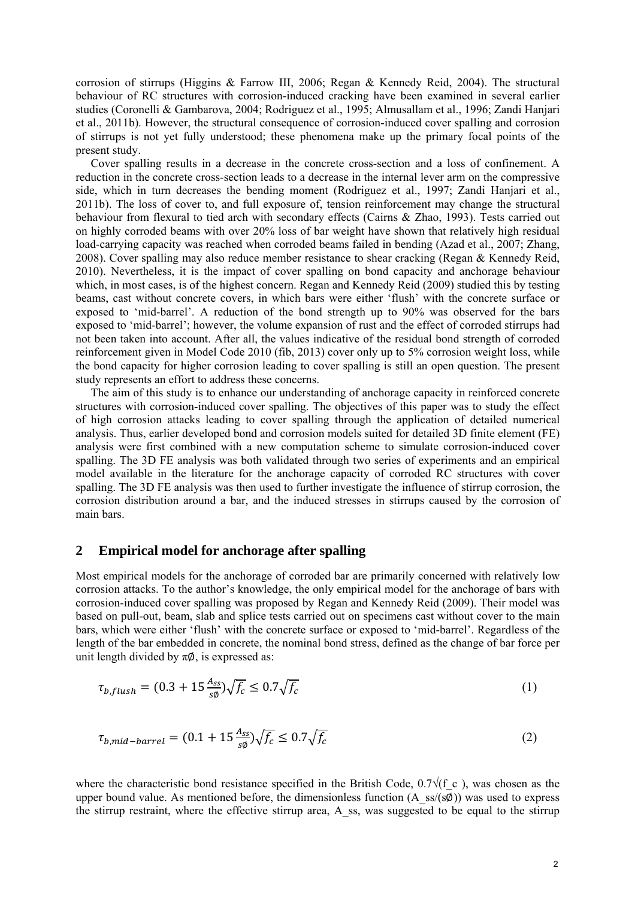corrosion of stirrups (Higgins & Farrow III, 2006; Regan & Kennedy Reid, 2004). The structural behaviour of RC structures with corrosion-induced cracking have been examined in several earlier studies (Coronelli & Gambarova, 2004; Rodriguez et al., 1995; Almusallam et al., 1996; Zandi Hanjari et al., 2011b). However, the structural consequence of corrosion-induced cover spalling and corrosion of stirrups is not yet fully understood; these phenomena make up the primary focal points of the present study.

Cover spalling results in a decrease in the concrete cross-section and a loss of confinement. A reduction in the concrete cross-section leads to a decrease in the internal lever arm on the compressive side, which in turn decreases the bending moment (Rodriguez et al., 1997; Zandi Hanjari et al., 2011b). The loss of cover to, and full exposure of, tension reinforcement may change the structural behaviour from flexural to tied arch with secondary effects (Cairns & Zhao, 1993). Tests carried out on highly corroded beams with over 20% loss of bar weight have shown that relatively high residual load-carrying capacity was reached when corroded beams failed in bending (Azad et al., 2007; Zhang, 2008). Cover spalling may also reduce member resistance to shear cracking (Regan & Kennedy Reid, 2010). Nevertheless, it is the impact of cover spalling on bond capacity and anchorage behaviour which, in most cases, is of the highest concern. Regan and Kennedy Reid (2009) studied this by testing beams, cast without concrete covers, in which bars were either 'flush' with the concrete surface or exposed to 'mid-barrel'. A reduction of the bond strength up to 90% was observed for the bars exposed to 'mid-barrel'; however, the volume expansion of rust and the effect of corroded stirrups had not been taken into account. After all, the values indicative of the residual bond strength of corroded reinforcement given in Model Code 2010 (fib, 2013) cover only up to 5% corrosion weight loss, while the bond capacity for higher corrosion leading to cover spalling is still an open question. The present study represents an effort to address these concerns.

The aim of this study is to enhance our understanding of anchorage capacity in reinforced concrete structures with corrosion-induced cover spalling. The objectives of this paper was to study the effect of high corrosion attacks leading to cover spalling through the application of detailed numerical analysis. Thus, earlier developed bond and corrosion models suited for detailed 3D finite element (FE) analysis were first combined with a new computation scheme to simulate corrosion-induced cover spalling. The 3D FE analysis was both validated through two series of experiments and an empirical model available in the literature for the anchorage capacity of corroded RC structures with cover spalling. The 3D FE analysis was then used to further investigate the influence of stirrup corrosion, the corrosion distribution around a bar, and the induced stresses in stirrups caused by the corrosion of main bars.

## 2 Empirical model for anchorage after spalling

Most empirical models for the anchorage of corroded bar are primarily concerned with relatively low corrosion attacks. To the author's knowledge, the only empirical model for the anchorage of bars with corrosion-induced cover spalling was proposed by Regan and Kennedy Reid (2009). Their model was based on pull-out, beam, slab and splice tests carried out on specimens cast without cover to the main bars, which were either 'flush' with the concrete surface or exposed to 'mid-barrel'. Regardless of the length of the bar embedded in concrete, the nominal bond stress, defined as the change of bar force per unit length divided by $\pi\emptyset$, is expressed as:

$$\tau_{b,flush} = (0.3 + 15\frac{A_{ss}}{s\emptyset})\sqrt{f_c} \leq 0.7\sqrt{f_c} \tag{1}$$

$$\tau_{b,mid-barrel} = (0.1 + 15\frac{A_{ss}}{s\emptyset})\sqrt{f_c} \leq 0.7\sqrt{f_c} \tag{2}$$

where the characteristic bond resistance specified in the British Code, $0.7\sqrt{f_c}$, was chosen as the upper bound value. As mentioned before, the dimensionless function ($A_{ss}/(s\emptyset)$) was used to express the stirrup restraint, where the effective stirrup area, $A_{ss}$, was suggested to be equal to the stirrup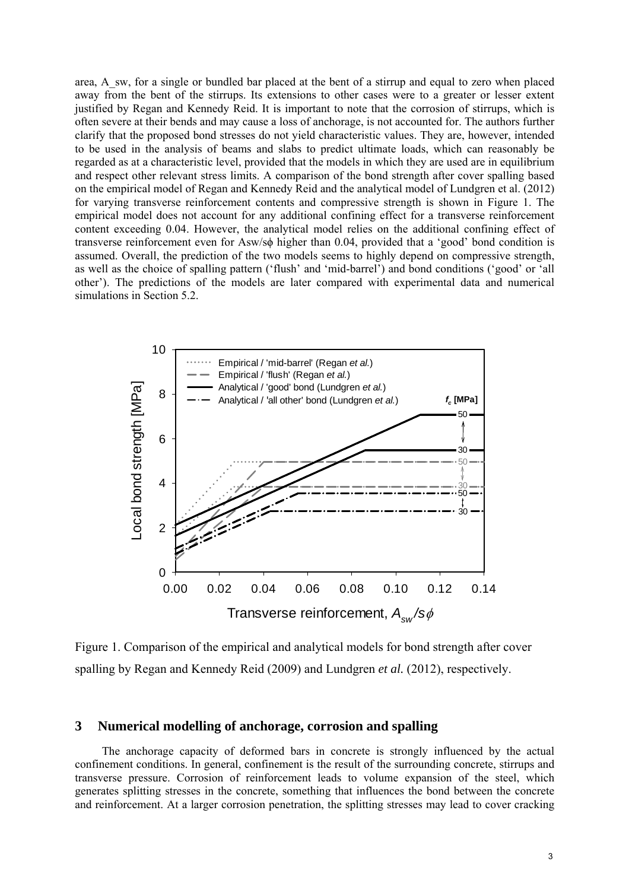area, A_sw, for a single or bundled bar placed at the bent of a stirrup and equal to zero when placed away from the bent of the stirrups. Its extensions to other cases were to a greater or lesser extent justified by Regan and Kennedy Reid. It is important to note that the corrosion of stirrups, which is often severe at their bends and may cause a loss of anchorage, is not accounted for. The authors further clarify that the proposed bond stresses do not yield characteristic values. They are, however, intended to be used in the analysis of beams and slabs to predict ultimate loads, which can reasonably be regarded as at a characteristic level, provided that the models in which they are used are in equilibrium and respect other relevant stress limits. A comparison of the bond strength after cover spalling based on the empirical model of Regan and Kennedy Reid and the analytical model of Lundgren et al. (2012) for varying transverse reinforcement contents and compressive strength is shown in Figure 1. The empirical model does not account for any additional confining effect for a transverse reinforcement content exceeding 0.04. However, the analytical model relies on the additional confining effect of transverse reinforcement even for $A_{sw}/s\phi$ higher than 0.04, provided that a 'good' bond condition is assumed. Overall, the prediction of the two models seems to highly depend on compressive strength, as well as the choice of spalling pattern ('flush' and 'mid-barrel') and bond conditions ('good' or 'all other'). The predictions of the models are later compared with experimental data and numerical simulations in Section 5.2.

Figure 1. Comparison of the empirical and analytical models for bond strength after cover spalling by Regan and Kennedy Reid (2009) and Lundgren *et al.* (2012), respectively.

## 3 Numerical modelling of anchorage, corrosion and spalling

The anchorage capacity of deformed bars in concrete is strongly influenced by the actual confinement conditions. In general, confinement is the result of the surrounding concrete, stirrups and transverse pressure. Corrosion of reinforcement leads to volume expansion of the steel, which generates splitting stresses in the concrete, something that influences the bond between the concrete and reinforcement. At a larger corrosion penetration, the splitting stresses may lead to cover cracking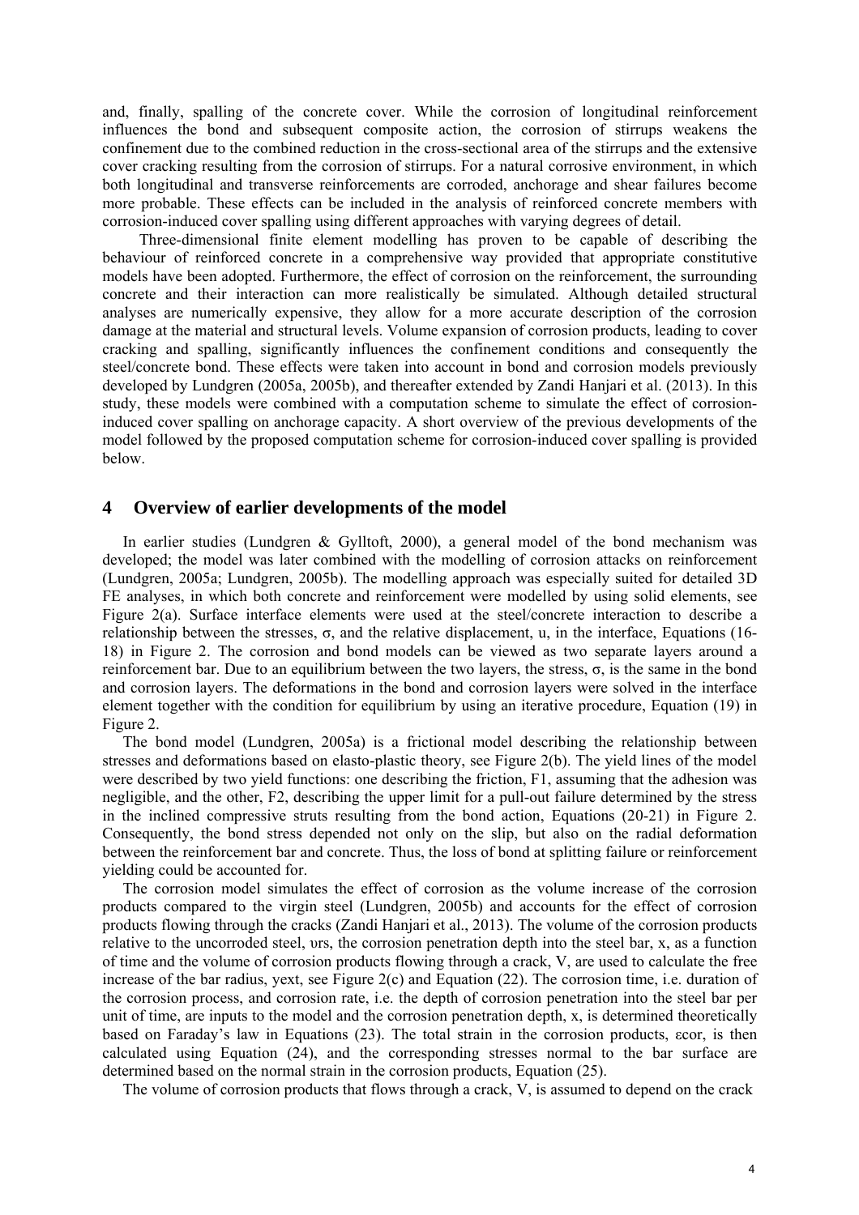and, finally, spalling of the concrete cover. While the corrosion of longitudinal reinforcement influences the bond and subsequent composite action, the corrosion of stirrups weakens the confinement due to the combined reduction in the cross-sectional area of the stirrups and the extensive cover cracking resulting from the corrosion of stirrups. For a natural corrosive environment, in which both longitudinal and transverse reinforcements are corroded, anchorage and shear failures become more probable. These effects can be included in the analysis of reinforced concrete members with corrosion-induced cover spalling using different approaches with varying degrees of detail.

Three-dimensional finite element modelling has proven to be capable of describing the behaviour of reinforced concrete in a comprehensive way provided that appropriate constitutive models have been adopted. Furthermore, the effect of corrosion on the reinforcement, the surrounding concrete and their interaction can more realistically be simulated. Although detailed structural analyses are numerically expensive, they allow for a more accurate description of the corrosion damage at the material and structural levels. Volume expansion of corrosion products, leading to cover cracking and spalling, significantly influences the confinement conditions and consequently the steel/concrete bond. These effects were taken into account in bond and corrosion models previously developed by Lundgren (2005a, 2005b), and thereafter extended by Zandi Hanjari et al. (2013). In this study, these models were combined with a computation scheme to simulate the effect of corrosion-induced cover spalling on anchorage capacity. A short overview of the previous developments of the model followed by the proposed computation scheme for corrosion-induced cover spalling is provided below.

## 4 Overview of earlier developments of the model

In earlier studies (Lundgren & Gylltoft, 2000), a general model of the bond mechanism was developed; the model was later combined with the modelling of corrosion attacks on reinforcement (Lundgren, 2005a; Lundgren, 2005b). The modelling approach was especially suited for detailed 3D FE analyses, in which both concrete and reinforcement were modelled by using solid elements, see Figure 2(a). Surface interface elements were used at the steel/concrete interaction to describe a relationship between the stresses, $\sigma$, and the relative displacement, $u$, in the interface, Equations (16-18) in Figure 2. The corrosion and bond models can be viewed as two separate layers around a reinforcement bar. Due to an equilibrium between the two layers, the stress, $\sigma$, is the same in the bond and corrosion layers. The deformations in the bond and corrosion layers were solved in the interface element together with the condition for equilibrium by using an iterative procedure, Equation (19) in Figure 2.

The bond model (Lundgren, 2005a) is a frictional model describing the relationship between stresses and deformations based on elasto-plastic theory, see Figure 2(b). The yield lines of the model were described by two yield functions: one describing the friction, $F_1$, assuming that the adhesion was negligible, and the other, $F_2$, describing the upper limit for a pull-out failure determined by the stress in the inclined compressive struts resulting from the bond action, Equations (20-21) in Figure 2. Consequently, the bond stress depended not only on the slip, but also on the radial deformation between the reinforcement bar and concrete. Thus, the loss of bond at splitting failure or reinforcement yielding could be accounted for.

The corrosion model simulates the effect of corrosion as the volume increase of the corrosion products compared to the virgin steel (Lundgren, 2005b) and accounts for the effect of corrosion products flowing through the cracks (Zandi Hanjari et al., 2013). The volume of the corrosion products relative to the uncorroded steel, $\upsilon_{rs}$, the corrosion penetration depth into the steel bar, $x$, as a function of time and the volume of corrosion products flowing through a crack, $V$, are used to calculate the free increase of the bar radius, $y_{ext}$, see Figure 2(c) and Equation (22). The corrosion time, i.e. duration of the corrosion process, and corrosion rate, i.e. the depth of corrosion penetration into the steel bar per unit of time, are inputs to the model and the corrosion penetration depth, $x$, is determined theoretically based on Faraday's law in Equations (23). The total strain in the corrosion products, $\varepsilon_{cor}$, is then calculated using Equation (24), and the corresponding stresses normal to the bar surface are determined based on the normal strain in the corrosion products, Equation (25).

The volume of corrosion products that flows through a crack, $V$, is assumed to depend on the crack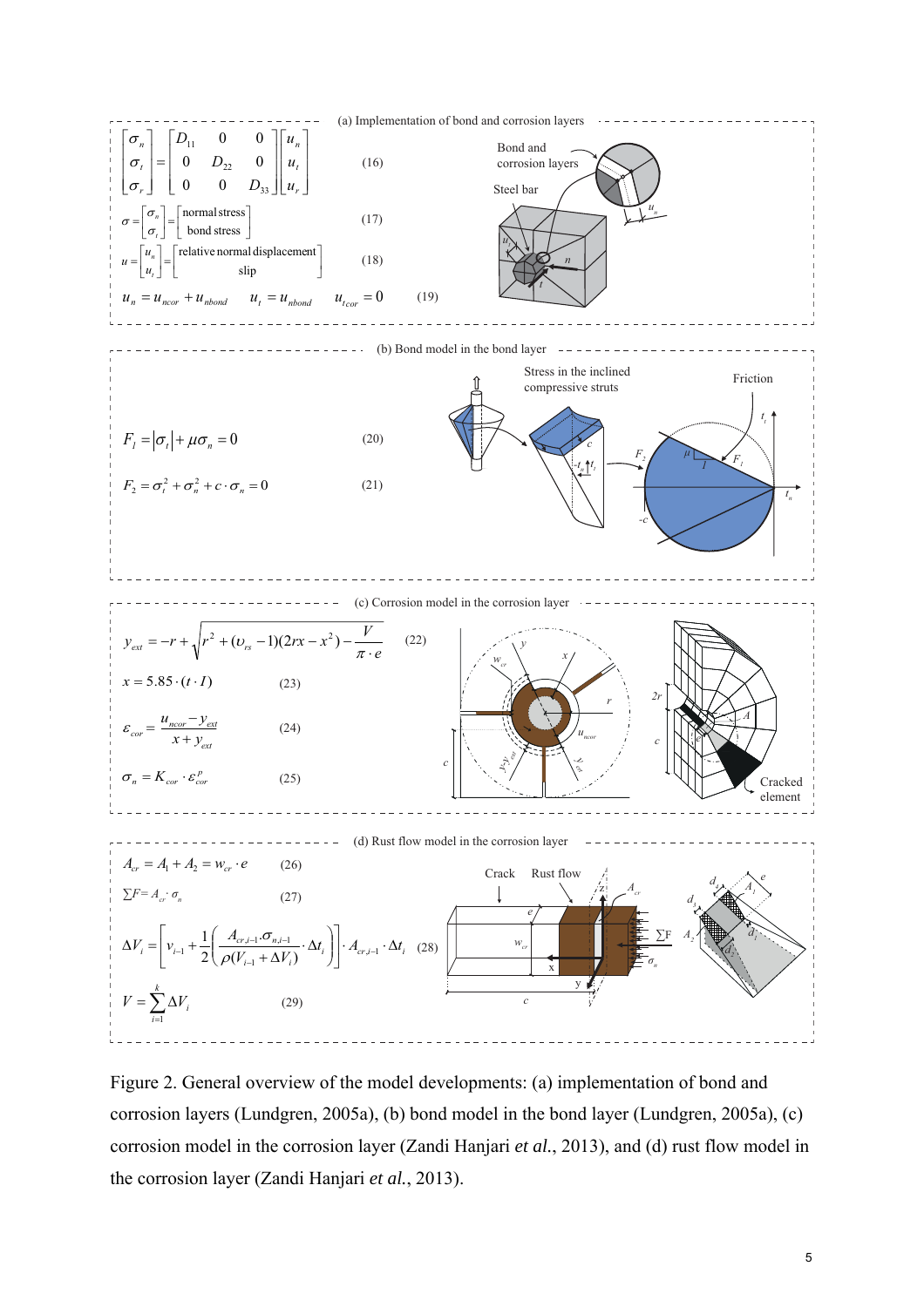(a) Implementation of bond and corrosion layers

$$\begin{bmatrix} \sigma_n \\ \sigma_t \\ \sigma_r \end{bmatrix} = \begin{bmatrix} D_{11} & 0 & 0 \\ 0 & D_{22} & 0 \\ 0 & 0 & D_{33} \end{bmatrix} \begin{bmatrix} u_n \\ u_t \\ u_r \end{bmatrix} \quad (16)$$

$$\sigma = \begin{bmatrix} \sigma_n \\ \sigma_t \end{bmatrix} = \begin{bmatrix} \text{normal stress} \\ \text{bond stress} \end{bmatrix} \quad (17)$$

$$u = \begin{bmatrix} u_n \\ u_t \end{bmatrix} = \begin{bmatrix} \text{relative normal displacement} \\ \text{slip} \end{bmatrix} \quad (18)$$

$$u_n = u_{ncor} + u_{nbond} \qquad u_t = u_{nbond} \qquad u_{tcor} = 0 \quad (19)$$

Bond and corrosion layers

Steel bar

(b) Bond model in the bond layer

$$F_1 = |\sigma_t| + \mu \sigma_n = 0 \quad (20)$$

$$F_2 = \sigma_t^2 + \sigma_n^2 + c \cdot \sigma_n = 0 \quad (21)$$

Stress in the inclined compressive struts

Friction

(c) Corrosion model in the corrosion layer

$$y_{ext} = -r + \sqrt{r^2 + (\upsilon_{rs} - 1)(2rx - x^2) - \frac{V}{\pi \cdot e}} \quad (22)$$

$$x = 5.85 \cdot (t \cdot I) \quad (23)$$

$$\varepsilon_{cor} = \frac{u_{ncor} - y_{ext}}{x + y_{ext}} \quad (24)$$

$$\sigma_n = K_{cor} \cdot \varepsilon_{cor}^{p} \quad (25)$$

Cracked element

(d) Rust flow model in the corrosion layer

$$A_{cr} = A_1 + A_2 = w_{cr} \cdot e \quad (26)$$

$$\sum F = A_{cr} \cdot \sigma_n \quad (27)$$

$$\Delta V_i = \left[ v_{i-1} + \frac{1}{2} \left( \frac{A_{cr,i-1} \cdot \sigma_{n,i-1}}{\rho (V_{i-1} + \Delta V_i)} \cdot \Delta t_i \right) \right] \cdot A_{cr,i-1} \cdot \Delta t_i \quad (28)$$

$$V = \sum_{i=1}^{k} \Delta V_i \quad (29)$$

Crack

Rust flow

Figure 2. General overview of the model developments: (a) implementation of bond and corrosion layers (Lundgren, 2005a), (b) bond model in the bond layer (Lundgren, 2005a), (c) corrosion model in the corrosion layer (Zandi Hanjari *et al.*, 2013), and (d) rust flow model in the corrosion layer (Zandi Hanjari *et al.*, 2013).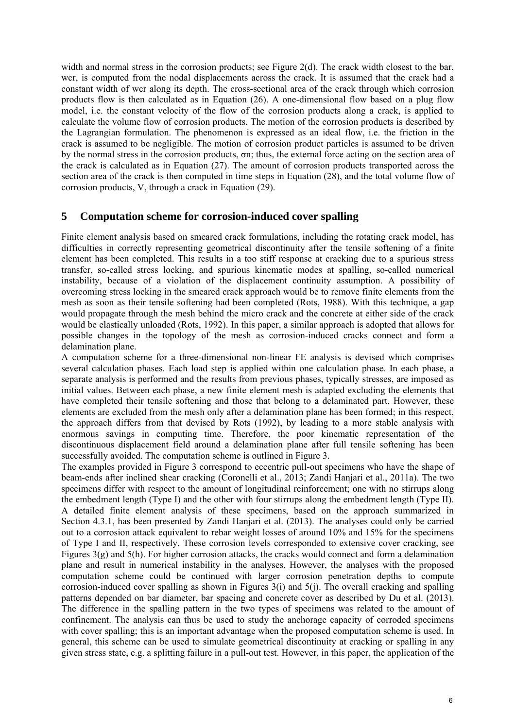width and normal stress in the corrosion products; see Figure 2(d). The crack width closest to the bar, wcr, is computed from the nodal displacements across the crack. It is assumed that the crack had a constant width of wcr along its depth. The cross-sectional area of the crack through which corrosion products flow is then calculated as in Equation (26). A one-dimensional flow based on a plug flow model, i.e. the constant velocity of the flow of the corrosion products along a crack, is applied to calculate the volume flow of corrosion products. The motion of the corrosion products is described by the Lagrangian formulation. The phenomenon is expressed as an ideal flow, i.e. the friction in the crack is assumed to be negligible. The motion of corrosion product particles is assumed to be driven by the normal stress in the corrosion products, σn; thus, the external force acting on the section area of the crack is calculated as in Equation (27). The amount of corrosion products transported across the section area of the crack is then computed in time steps in Equation (28), and the total volume flow of corrosion products, V, through a crack in Equation (29).

## 5 Computation scheme for corrosion-induced cover spalling

Finite element analysis based on smeared crack formulations, including the rotating crack model, has difficulties in correctly representing geometrical discontinuity after the tensile softening of a finite element has been completed. This results in a too stiff response at cracking due to a spurious stress transfer, so-called stress locking, and spurious kinematic modes at spalling, so-called numerical instability, because of a violation of the displacement continuity assumption. A possibility of overcoming stress locking in the smeared crack approach would be to remove finite elements from the mesh as soon as their tensile softening had been completed (Rots, 1988). With this technique, a gap would propagate through the mesh behind the micro crack and the concrete at either side of the crack would be elastically unloaded (Rots, 1992). In this paper, a similar approach is adopted that allows for possible changes in the topology of the mesh as corrosion-induced cracks connect and form a delamination plane.

A computation scheme for a three-dimensional non-linear FE analysis is devised which comprises several calculation phases. Each load step is applied within one calculation phase. In each phase, a separate analysis is performed and the results from previous phases, typically stresses, are imposed as initial values. Between each phase, a new finite element mesh is adapted excluding the elements that have completed their tensile softening and those that belong to a delaminated part. However, these elements are excluded from the mesh only after a delamination plane has been formed; in this respect, the approach differs from that devised by Rots (1992), by leading to a more stable analysis with enormous savings in computing time. Therefore, the poor kinematic representation of the discontinuous displacement field around a delamination plane after full tensile softening has been successfully avoided. The computation scheme is outlined in Figure 3.

The examples provided in Figure 3 correspond to eccentric pull-out specimens who have the shape of beam-ends after inclined shear cracking (Coronelli et al., 2013; Zandi Hanjari et al., 2011a). The two specimens differ with respect to the amount of longitudinal reinforcement; one with no stirrups along the embedment length (Type I) and the other with four stirrups along the embedment length (Type II). A detailed finite element analysis of these specimens, based on the approach summarized in Section 4.3.1, has been presented by Zandi Hanjari et al. (2013). The analyses could only be carried out to a corrosion attack equivalent to rebar weight losses of around 10% and 15% for the specimens of Type I and II, respectively. These corrosion levels corresponded to extensive cover cracking, see Figures 3(g) and 5(h). For higher corrosion attacks, the cracks would connect and form a delamination plane and result in numerical instability in the analyses. However, the analyses with the proposed computation scheme could be continued with larger corrosion penetration depths to compute corrosion-induced cover spalling as shown in Figures 3(i) and 5(j). The overall cracking and spalling patterns depended on bar diameter, bar spacing and concrete cover as described by Du et al. (2013). The difference in the spalling pattern in the two types of specimens was related to the amount of confinement. The analysis can thus be used to study the anchorage capacity of corroded specimens with cover spalling; this is an important advantage when the proposed computation scheme is used. In general, this scheme can be used to simulate geometrical discontinuity at cracking or spalling in any given stress state, e.g. a splitting failure in a pull-out test. However, in this paper, the application of the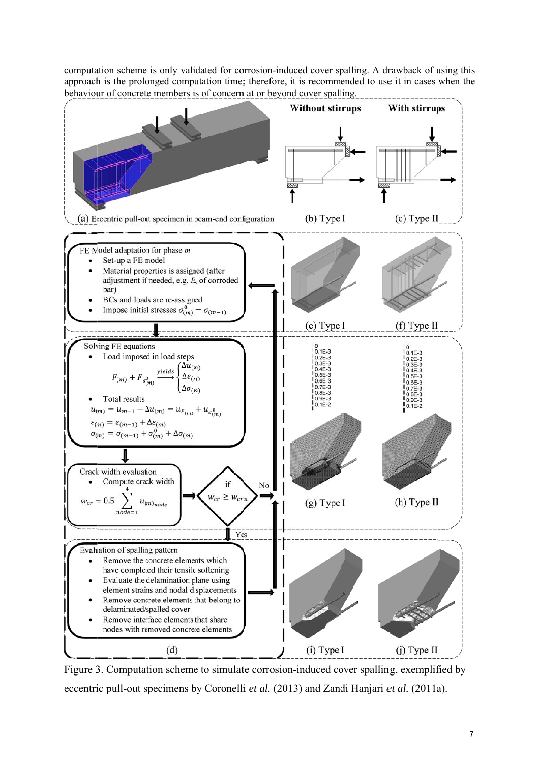computation scheme is only validated for corrosion-induced cover spalling. A drawback of using this approach is the prolonged computation time; therefore, it is recommended to use it in cases when the behaviour of concrete members is of concern at or beyond cover spalling.

Figure 3. Computation scheme to simulate corrosion-induced cover spalling, exemplified by eccentric pull-out specimens by Coronelli *et al.* (2013) and Zandi Hanjari *et al.* (2011a).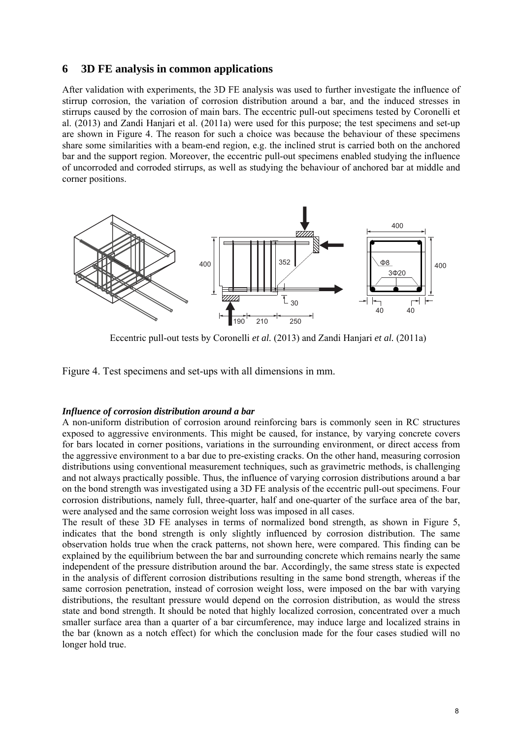## 6 3D FE analysis in common applications

After validation with experiments, the 3D FE analysis was used to further investigate the influence of stirrup corrosion, the variation of corrosion distribution around a bar, and the induced stresses in stirrups caused by the corrosion of main bars. The eccentric pull-out specimens tested by Coronelli et al. (2013) and Zandi Hanjari et al. (2011a) were used for this purpose; the test specimens and set-up are shown in Figure 4. The reason for such a choice was because the behaviour of these specimens share some similarities with a beam-end region, e.g. the inclined strut is carried both on the anchored bar and the support region. Moreover, the eccentric pull-out specimens enabled studying the influence of uncorroded and corroded stirrups, as well as studying the behaviour of anchored bar at middle and corner positions.

Eccentric pull-out tests by Coronelli *et al.* (2013) and Zandi Hanjari *et al.* (2011a)

Figure 4. Test specimens and set-ups with all dimensions in mm.

***Influence of corrosion distribution around a bar***

A non-uniform distribution of corrosion around reinforcing bars is commonly seen in RC structures exposed to aggressive environments. This might be caused, for instance, by varying concrete covers for bars located in corner positions, variations in the surrounding environment, or direct access from the aggressive environment to a bar due to pre-existing cracks. On the other hand, measuring corrosion distributions using conventional measurement techniques, such as gravimetric methods, is challenging and not always practically possible. Thus, the influence of varying corrosion distributions around a bar on the bond strength was investigated using a 3D FE analysis of the eccentric pull-out specimens. Four corrosion distributions, namely full, three-quarter, half and one-quarter of the surface area of the bar, were analysed and the same corrosion weight loss was imposed in all cases.

The result of these 3D FE analyses in terms of normalized bond strength, as shown in Figure 5, indicates that the bond strength is only slightly influenced by corrosion distribution. The same observation holds true when the crack patterns, not shown here, were compared. This finding can be explained by the equilibrium between the bar and surrounding concrete which remains nearly the same independent of the pressure distribution around the bar. Accordingly, the same stress state is expected in the analysis of different corrosion distributions resulting in the same bond strength, whereas if the same corrosion penetration, instead of corrosion weight loss, were imposed on the bar with varying distributions, the resultant pressure would depend on the corrosion distribution, as would the stress state and bond strength. It should be noted that highly localized corrosion, concentrated over a much smaller surface area than a quarter of a bar circumference, may induce large and localized strains in the bar (known as a notch effect) for which the conclusion made for the four cases studied will no longer hold true.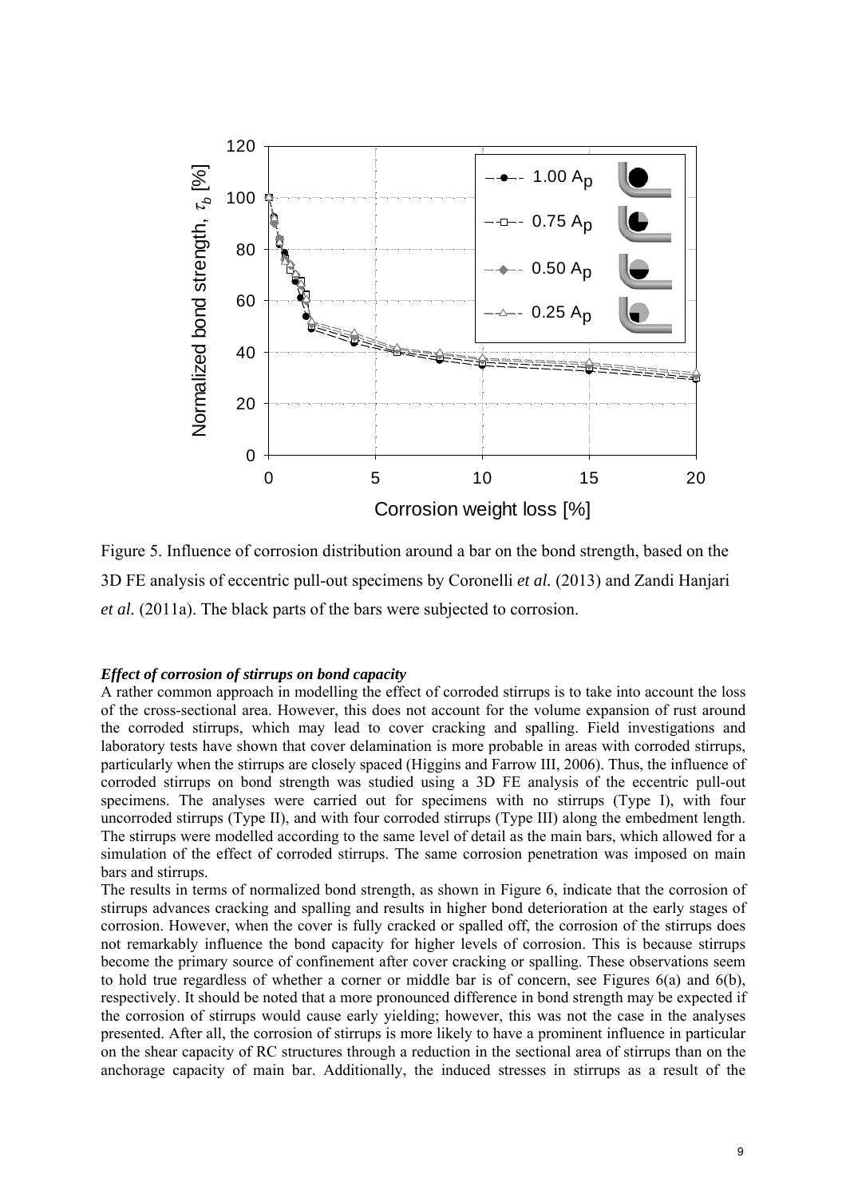Figure 5. Influence of corrosion distribution around a bar on the bond strength, based on the 3D FE analysis of eccentric pull-out specimens by Coronelli *et al.* (2013) and Zandi Hanjari *et al.* (2011a). The black parts of the bars were subjected to corrosion.

***Effect of corrosion of stirrups on bond capacity***

A rather common approach in modelling the effect of corroded stirrups is to take into account the loss of the cross-sectional area. However, this does not account for the volume expansion of rust around the corroded stirrups, which may lead to cover cracking and spalling. Field investigations and laboratory tests have shown that cover delamination is more probable in areas with corroded stirrups, particularly when the stirrups are closely spaced (Higgins and Farrow III, 2006). Thus, the influence of corroded stirrups on bond strength was studied using a 3D FE analysis of the eccentric pull-out specimens. The analyses were carried out for specimens with no stirrups (Type I), with four uncorroded stirrups (Type II), and with four corroded stirrups (Type III) along the embedment length. The stirrups were modelled according to the same level of detail as the main bars, which allowed for a simulation of the effect of corroded stirrups. The same corrosion penetration was imposed on main bars and stirrups.

The results in terms of normalized bond strength, as shown in Figure 6, indicate that the corrosion of stirrups advances cracking and spalling and results in higher bond deterioration at the early stages of corrosion. However, when the cover is fully cracked or spalled off, the corrosion of the stirrups does not remarkably influence the bond capacity for higher levels of corrosion. This is because stirrups become the primary source of confinement after cover cracking or spalling. These observations seem to hold true regardless of whether a corner or middle bar is of concern, see Figures 6(a) and 6(b), respectively. It should be noted that a more pronounced difference in bond strength may be expected if the corrosion of stirrups would cause early yielding; however, this was not the case in the analyses presented. After all, the corrosion of stirrups is more likely to have a prominent influence in particular on the shear capacity of RC structures through a reduction in the sectional area of stirrups than on the anchorage capacity of main bar. Additionally, the induced stresses in stirrups as a result of the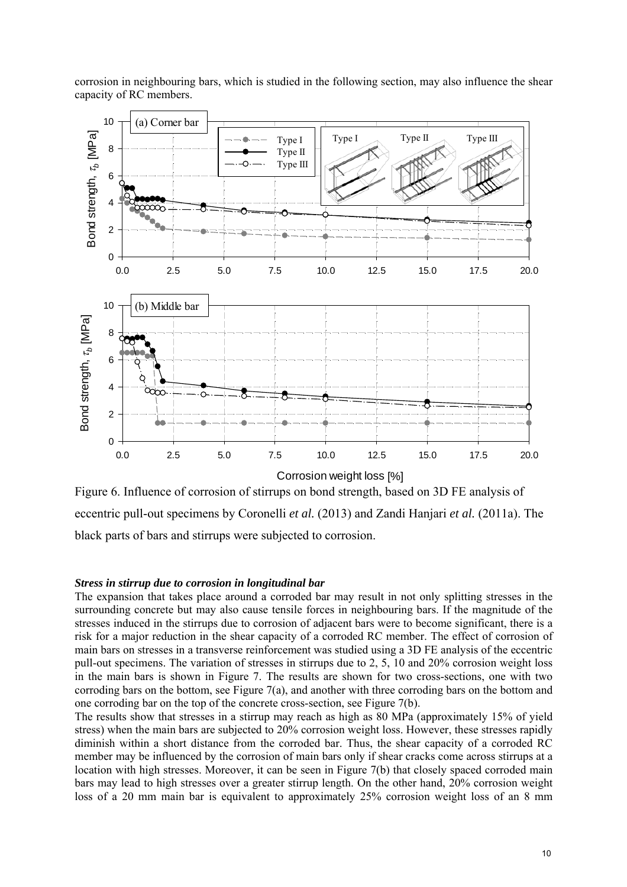corrosion in neighbouring bars, which is studied in the following section, may also influence the shear capacity of RC members.

Figure 6. Influence of corrosion of stirrups on bond strength, based on 3D FE analysis of eccentric pull-out specimens by Coronelli *et al.* (2013) and Zandi Hanjari *et al.* (2011a). The black parts of bars and stirrups were subjected to corrosion.

***Stress in stirrup due to corrosion in longitudinal bar***

The expansion that takes place around a corroded bar may result in not only splitting stresses in the surrounding concrete but may also cause tensile forces in neighbouring bars. If the magnitude of the stresses induced in the stirrups due to corrosion of adjacent bars were to become significant, there is a risk for a major reduction in the shear capacity of a corroded RC member. The effect of corrosion of main bars on stresses in a transverse reinforcement was studied using a 3D FE analysis of the eccentric pull-out specimens. The variation of stresses in stirrups due to 2, 5, 10 and 20% corrosion weight loss in the main bars is shown in Figure 7. The results are shown for two cross-sections, one with two corroding bars on the bottom, see Figure 7(a), and another with three corroding bars on the bottom and one corroding bar on the top of the concrete cross-section, see Figure 7(b).

The results show that stresses in a stirrup may reach as high as 80 MPa (approximately 15% of yield stress) when the main bars are subjected to 20% corrosion weight loss. However, these stresses rapidly diminish within a short distance from the corroded bar. Thus, the shear capacity of a corroded RC member may be influenced by the corrosion of main bars only if shear cracks come across stirrups at a location with high stresses. Moreover, it can be seen in Figure 7(b) that closely spaced corroded main bars may lead to high stresses over a greater stirrup length. On the other hand, 20% corrosion weight loss of a 20 mm main bar is equivalent to approximately 25% corrosion weight loss of an 8 mm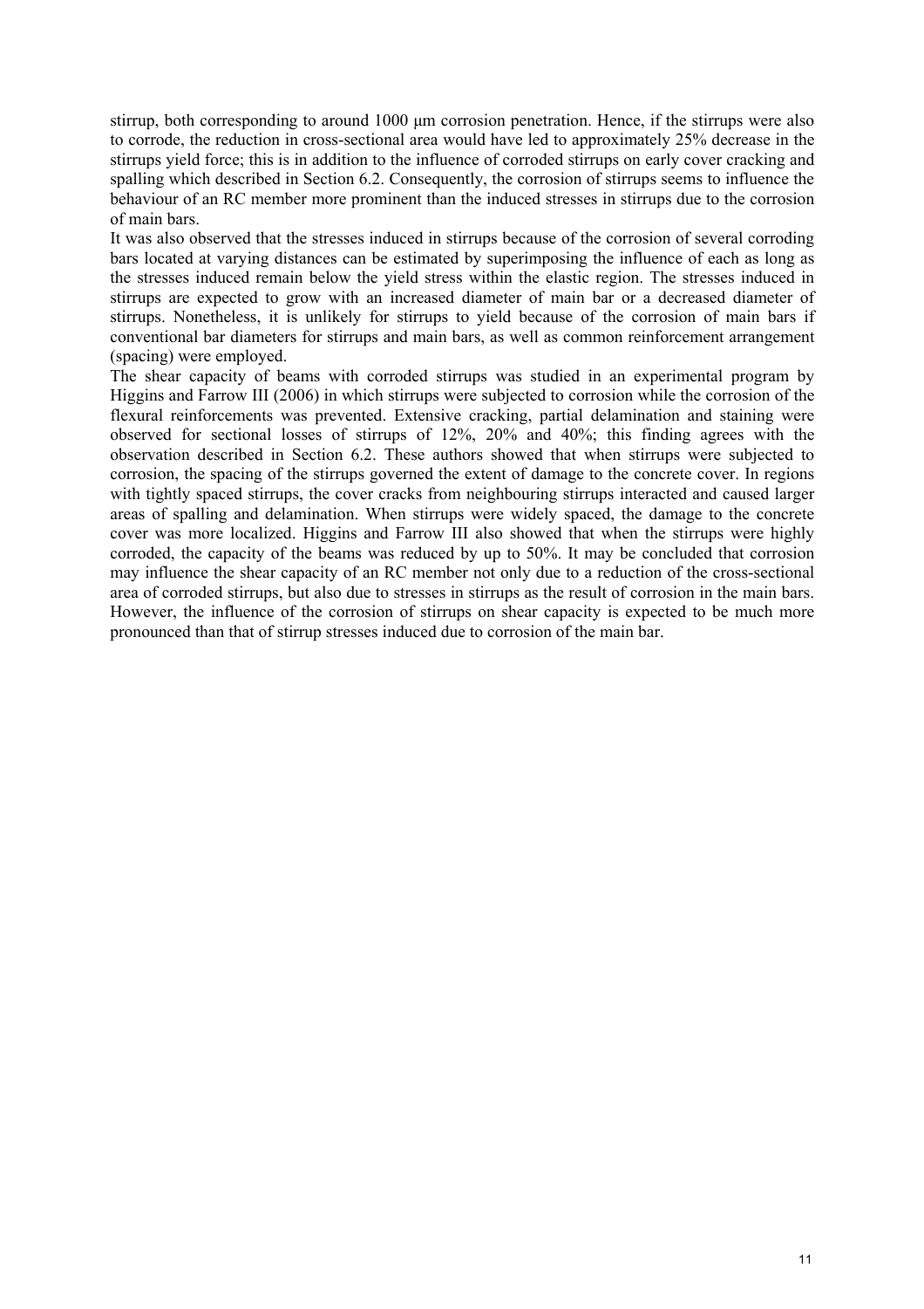stirrup, both corresponding to around 1000 μm corrosion penetration. Hence, if the stirrups were also to corrode, the reduction in cross-sectional area would have led to approximately 25% decrease in the stirrups yield force; this is in addition to the influence of corroded stirrups on early cover cracking and spalling which described in Section 6.2. Consequently, the corrosion of stirrups seems to influence the behaviour of an RC member more prominent than the induced stresses in stirrups due to the corrosion of main bars.

It was also observed that the stresses induced in stirrups because of the corrosion of several corroding bars located at varying distances can be estimated by superimposing the influence of each as long as the stresses induced remain below the yield stress within the elastic region. The stresses induced in stirrups are expected to grow with an increased diameter of main bar or a decreased diameter of stirrups. Nonetheless, it is unlikely for stirrups to yield because of the corrosion of main bars if conventional bar diameters for stirrups and main bars, as well as common reinforcement arrangement (spacing) were employed.

The shear capacity of beams with corroded stirrups was studied in an experimental program by Higgins and Farrow III (2006) in which stirrups were subjected to corrosion while the corrosion of the flexural reinforcements was prevented. Extensive cracking, partial delamination and staining were observed for sectional losses of stirrups of 12%, 20% and 40%; this finding agrees with the observation described in Section 6.2. These authors showed that when stirrups were subjected to corrosion, the spacing of the stirrups governed the extent of damage to the concrete cover. In regions with tightly spaced stirrups, the cover cracks from neighbouring stirrups interacted and caused larger areas of spalling and delamination. When stirrups were widely spaced, the damage to the concrete cover was more localized. Higgins and Farrow III also showed that when the stirrups were highly corroded, the capacity of the beams was reduced by up to 50%. It may be concluded that corrosion may influence the shear capacity of an RC member not only due to a reduction of the cross-sectional area of corroded stirrups, but also due to stresses in stirrups as the result of corrosion in the main bars. However, the influence of the corrosion of stirrups on shear capacity is expected to be much more pronounced than that of stirrup stresses induced due to corrosion of the main bar.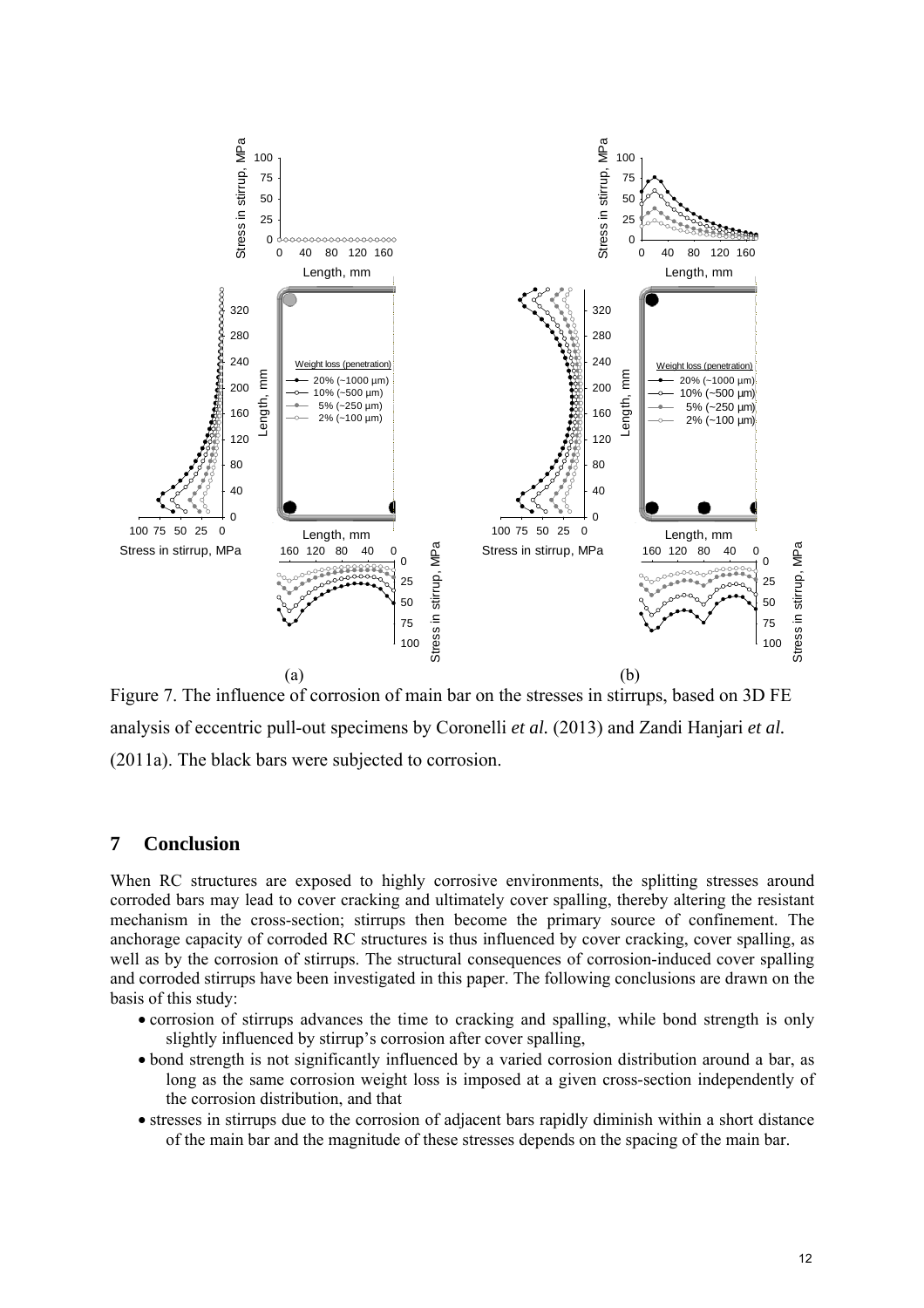Figure 7. The influence of corrosion of main bar on the stresses in stirrups, based on 3D FE analysis of eccentric pull-out specimens by Coronelli *et al.* (2013) and Zandi Hanjari *et al.* (2011a). The black bars were subjected to corrosion.

## 7 Conclusion

When RC structures are exposed to highly corrosive environments, the splitting stresses around corroded bars may lead to cover cracking and ultimately cover spalling, thereby altering the resistant mechanism in the cross-section; stirrups then become the primary source of confinement. The anchorage capacity of corroded RC structures is thus influenced by cover cracking, cover spalling, as well as by the corrosion of stirrups. The structural consequences of corrosion-induced cover spalling and corroded stirrups have been investigated in this paper. The following conclusions are drawn on the basis of this study:

- corrosion of stirrups advances the time to cracking and spalling, while bond strength is only slightly influenced by stirrup's corrosion after cover spalling,
- bond strength is not significantly influenced by a varied corrosion distribution around a bar, as long as the same corrosion weight loss is imposed at a given cross-section independently of the corrosion distribution, and that
- stresses in stirrups due to the corrosion of adjacent bars rapidly diminish within a short distance of the main bar and the magnitude of these stresses depends on the spacing of the main bar.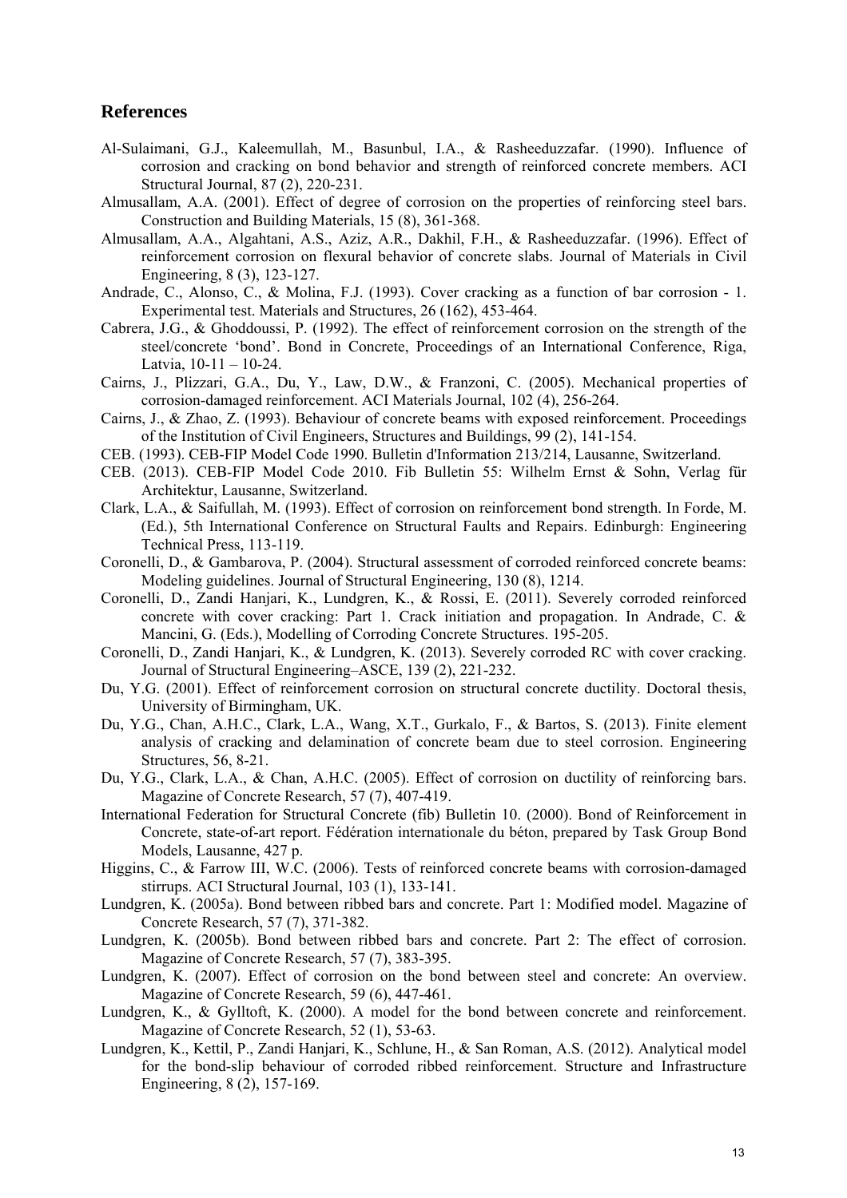## References

Al-Sulaimani, G.J., Kaleemullah, M., Basunbul, I.A., & Rasheeduzzafar. (1990). Influence of corrosion and cracking on bond behavior and strength of reinforced concrete members. ACI Structural Journal, 87 (2), 220-231.

Almusallam, A.A. (2001). Effect of degree of corrosion on the properties of reinforcing steel bars. Construction and Building Materials, 15 (8), 361-368.

Almusallam, A.A., Algahtani, A.S., Aziz, A.R., Dakhil, F.H., & Rasheeduzzafar. (1996). Effect of reinforcement corrosion on flexural behavior of concrete slabs. Journal of Materials in Civil Engineering, 8 (3), 123-127.

Andrade, C., Alonso, C., & Molina, F.J. (1993). Cover cracking as a function of bar corrosion - 1. Experimental test. Materials and Structures, 26 (162), 453-464.

Cabrera, J.G., & Ghoddoussi, P. (1992). The effect of reinforcement corrosion on the strength of the steel/concrete 'bond'. Bond in Concrete, Proceedings of an International Conference, Riga, Latvia, 10-11 – 10-24.

Cairns, J., Plizzari, G.A., Du, Y., Law, D.W., & Franzoni, C. (2005). Mechanical properties of corrosion-damaged reinforcement. ACI Materials Journal, 102 (4), 256-264.

Cairns, J., & Zhao, Z. (1993). Behaviour of concrete beams with exposed reinforcement. Proceedings of the Institution of Civil Engineers, Structures and Buildings, 99 (2), 141-154.

CEB. (1993). CEB-FIP Model Code 1990. Bulletin d'Information 213/214, Lausanne, Switzerland.

CEB. (2013). CEB-FIP Model Code 2010. Fib Bulletin 55: Wilhelm Ernst & Sohn, Verlag für Architektur, Lausanne, Switzerland.

Clark, L.A., & Saifullah, M. (1993). Effect of corrosion on reinforcement bond strength. In Forde, M. (Ed.), 5th International Conference on Structural Faults and Repairs. Edinburgh: Engineering Technical Press, 113-119.

Coronelli, D., & Gambarova, P. (2004). Structural assessment of corroded reinforced concrete beams: Modeling guidelines. Journal of Structural Engineering, 130 (8), 1214.

Coronelli, D., Zandi Hanjari, K., Lundgren, K., & Rossi, E. (2011). Severely corroded reinforced concrete with cover cracking: Part 1. Crack initiation and propagation. In Andrade, C. & Mancini, G. (Eds.), Modelling of Corroding Concrete Structures. 195-205.

Coronelli, D., Zandi Hanjari, K., & Lundgren, K. (2013). Severely corroded RC with cover cracking. Journal of Structural Engineering–ASCE, 139 (2), 221-232.

Du, Y.G. (2001). Effect of reinforcement corrosion on structural concrete ductility. Doctoral thesis, University of Birmingham, UK.

Du, Y.G., Chan, A.H.C., Clark, L.A., Wang, X.T., Gurkalo, F., & Bartos, S. (2013). Finite element analysis of cracking and delamination of concrete beam due to steel corrosion. Engineering Structures, 56, 8-21.

Du, Y.G., Clark, L.A., & Chan, A.H.C. (2005). Effect of corrosion on ductility of reinforcing bars. Magazine of Concrete Research, 57 (7), 407-419.

International Federation for Structural Concrete (fib) Bulletin 10. (2000). Bond of Reinforcement in Concrete, state-of-art report. Fédération internationale du béton, prepared by Task Group Bond Models, Lausanne, 427 p.

Higgins, C., & Farrow III, W.C. (2006). Tests of reinforced concrete beams with corrosion-damaged stirrups. ACI Structural Journal, 103 (1), 133-141.

Lundgren, K. (2005a). Bond between ribbed bars and concrete. Part 1: Modified model. Magazine of Concrete Research, 57 (7), 371-382.

Lundgren, K. (2005b). Bond between ribbed bars and concrete. Part 2: The effect of corrosion. Magazine of Concrete Research, 57 (7), 383-395.

Lundgren, K. (2007). Effect of corrosion on the bond between steel and concrete: An overview. Magazine of Concrete Research, 59 (6), 447-461.

Lundgren, K., & Gylltoft, K. (2000). A model for the bond between concrete and reinforcement. Magazine of Concrete Research, 52 (1), 53-63.

Lundgren, K., Kettil, P., Zandi Hanjari, K., Schlune, H., & San Roman, A.S. (2012). Analytical model for the bond-slip behaviour of corroded ribbed reinforcement. Structure and Infrastructure Engineering, 8 (2), 157-169.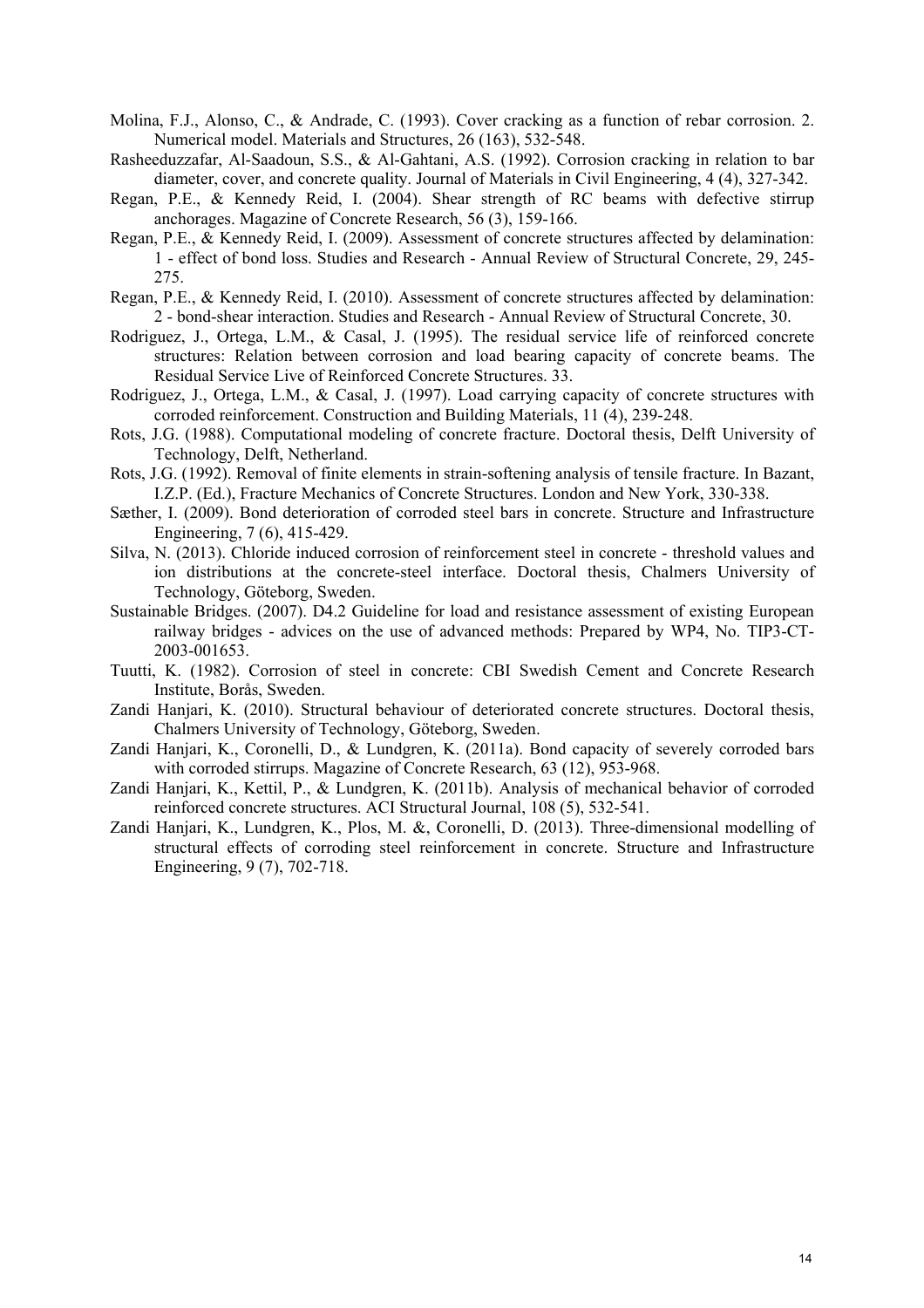Molina, F.J., Alonso, C., & Andrade, C. (1993). Cover cracking as a function of rebar corrosion. 2. Numerical model. Materials and Structures, 26 (163), 532-548.

Rasheeduzzafar, Al-Saadoun, S.S., & Al-Gahtani, A.S. (1992). Corrosion cracking in relation to bar diameter, cover, and concrete quality. Journal of Materials in Civil Engineering, 4 (4), 327-342.

Regan, P.E., & Kennedy Reid, I. (2004). Shear strength of RC beams with defective stirrup anchorages. Magazine of Concrete Research, 56 (3), 159-166.

Regan, P.E., & Kennedy Reid, I. (2009). Assessment of concrete structures affected by delamination: 1 - effect of bond loss. Studies and Research - Annual Review of Structural Concrete, 29, 245-275.

Regan, P.E., & Kennedy Reid, I. (2010). Assessment of concrete structures affected by delamination: 2 - bond-shear interaction. Studies and Research - Annual Review of Structural Concrete, 30.

Rodriguez, J., Ortega, L.M., & Casal, J. (1995). The residual service life of reinforced concrete structures: Relation between corrosion and load bearing capacity of concrete beams. The Residual Service Live of Reinforced Concrete Structures. 33.

Rodriguez, J., Ortega, L.M., & Casal, J. (1997). Load carrying capacity of concrete structures with corroded reinforcement. Construction and Building Materials, 11 (4), 239-248.

Rots, J.G. (1988). Computational modeling of concrete fracture. Doctoral thesis, Delft University of Technology, Delft, Netherland.

Rots, J.G. (1992). Removal of finite elements in strain-softening analysis of tensile fracture. In Bazant, I.Z.P. (Ed.), Fracture Mechanics of Concrete Structures. London and New York, 330-338.

Sæther, I. (2009). Bond deterioration of corroded steel bars in concrete. Structure and Infrastructure Engineering, 7 (6), 415-429.

Silva, N. (2013). Chloride induced corrosion of reinforcement steel in concrete - threshold values and ion distributions at the concrete-steel interface. Doctoral thesis, Chalmers University of Technology, Göteborg, Sweden.

Sustainable Bridges. (2007). D4.2 Guideline for load and resistance assessment of existing European railway bridges - advices on the use of advanced methods: Prepared by WP4, No. TIP3-CT-2003-001653.

Tuutti, K. (1982). Corrosion of steel in concrete: CBI Swedish Cement and Concrete Research Institute, Borås, Sweden.

Zandi Hanjari, K. (2010). Structural behaviour of deteriorated concrete structures. Doctoral thesis, Chalmers University of Technology, Göteborg, Sweden.

Zandi Hanjari, K., Coronelli, D., & Lundgren, K. (2011a). Bond capacity of severely corroded bars with corroded stirrups. Magazine of Concrete Research, 63 (12), 953-968.

Zandi Hanjari, K., Kettil, P., & Lundgren, K. (2011b). Analysis of mechanical behavior of corroded reinforced concrete structures. ACI Structural Journal, 108 (5), 532-541.

Zandi Hanjari, K., Lundgren, K., Plos, M. &, Coronelli, D. (2013). Three-dimensional modelling of structural effects of corroding steel reinforcement in concrete. Structure and Infrastructure Engineering, 9 (7), 702-718.